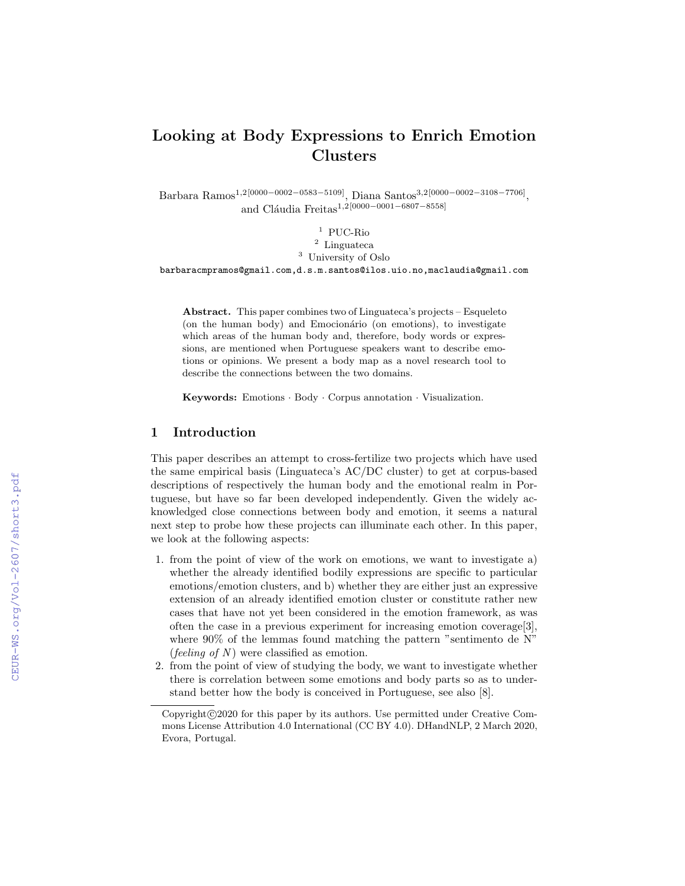# Looking at Body Expressions to Enrich Emotion Clusters

Barbara Ramos[1,2][0000−0002−0583−5109], Diana Santos[3,2][0000−0002−3108−7706], and Cláudia Freitas[1,2][0000−0001−6807−8558]

[1] PUC-Rio
[2] Linguateca
[3] University of Oslo

barbaracmpramos@gmail.com,d.s.m.santos@ilos.uio.no,maclaudia@gmail.com

**Abstract.** This paper combines two of Linguateca's projects – Esqueleto (on the human body) and Emocionário (on emotions), to investigate which areas of the human body and, therefore, body words or expressions, are mentioned when Portuguese speakers want to describe emotions or opinions. We present a body map as a novel research tool to describe the connections between the two domains.

**Keywords:** Emotions · Body · Corpus annotation · Visualization.

## 1 Introduction

This paper describes an attempt to cross-fertilize two projects which have used the same empirical basis (Linguateca's AC/DC cluster) to get at corpus-based descriptions of respectively the human body and the emotional realm in Portuguese, but have so far been developed independently. Given the widely acknowledged close connections between body and emotion, it seems a natural next step to probe how these projects can illuminate each other. In this paper, we look at the following aspects:

1. from the point of view of the work on emotions, we want to investigate a) whether the already identified bodily expressions are specific to particular emotions/emotion clusters, and b) whether they are either just an expressive extension of an already identified emotion cluster or constitute rather new cases that have not yet been considered in the emotion framework, as was often the case in a previous experiment for increasing emotion coverage[3], where 90% of the lemmas found matching the pattern "sentimento de N" (*feeling of N*) were classified as emotion.
2. from the point of view of studying the body, we want to investigate whether there is correlation between some emotions and body parts so as to understand better how the body is conceived in Portuguese, see also [8].

Copyright ©2020 for this paper by its authors. Use permitted under Creative Commons License Attribution 4.0 International (CC BY 4.0). DHandNLP, 2 March 2020, Evora, Portugal.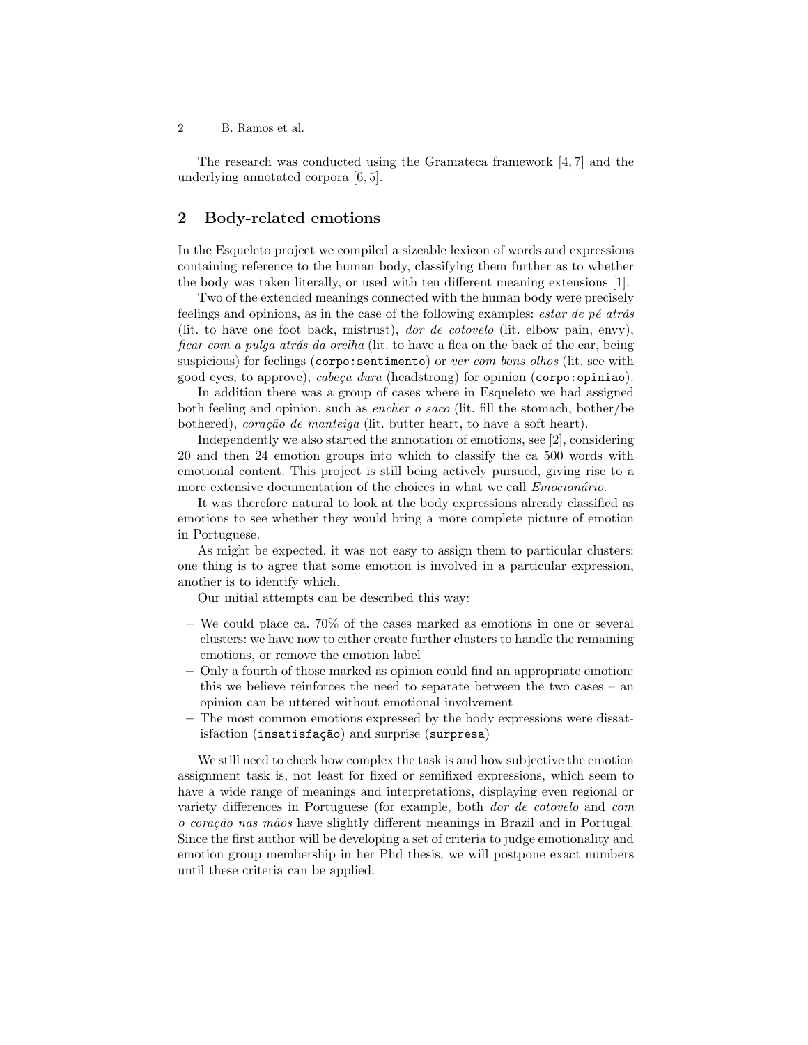The research was conducted using the Gramateca framework [4, 7] and the underlying annotated corpora [6, 5].

## 2 Body-related emotions

In the Esqueleto project we compiled a sizeable lexicon of words and expressions containing reference to the human body, classifying them further as to whether the body was taken literally, or used with ten different meaning extensions [1].

Two of the extended meanings connected with the human body were precisely feelings and opinions, as in the case of the following examples: *estar de pé atrás* (lit. to have one foot back, mistrust), *dor de cotovelo* (lit. elbow pain, envy), *ficar com a pulga atrás da orelha* (lit. to have a flea on the back of the ear, being suspicious) for feelings (`corpo:sentimento`) or *ver com bons olhos* (lit. see with good eyes, to approve), *cabeça dura* (headstrong) for opinion (`corpo:opiniao`).

In addition there was a group of cases where in Esqueleto we had assigned both feeling and opinion, such as *encher o saco* (lit. fill the stomach, bother/be bothered), *coração de manteiga* (lit. butter heart, to have a soft heart).

Independently we also started the annotation of emotions, see [2], considering 20 and then 24 emotion groups into which to classify the ca 500 words with emotional content. This project is still being actively pursued, giving rise to a more extensive documentation of the choices in what we call *Emocionário*.

It was therefore natural to look at the body expressions already classified as emotions to see whether they would bring a more complete picture of emotion in Portuguese.

As might be expected, it was not easy to assign them to particular clusters: one thing is to agree that some emotion is involved in a particular expression, another is to identify which.

Our initial attempts can be described this way:

- We could place ca. 70% of the cases marked as emotions in one or several clusters: we have now to either create further clusters to handle the remaining emotions, or remove the emotion label
- Only a fourth of those marked as opinion could find an appropriate emotion: this we believe reinforces the need to separate between the two cases – an opinion can be uttered without emotional involvement
- The most common emotions expressed by the body expressions were dissatisfaction (`insatisfação`) and surprise (`surpresa`)

We still need to check how complex the task is and how subjective the emotion assignment task is, not least for fixed or semifixed expressions, which seem to have a wide range of meanings and interpretations, displaying even regional or variety differences in Portuguese (for example, both *dor de cotovelo* and *com o coração nas mãos* have slightly different meanings in Brazil and in Portugal. Since the first author will be developing a set of criteria to judge emotionality and emotion group membership in her Phd thesis, we will postpone exact numbers until these criteria can be applied.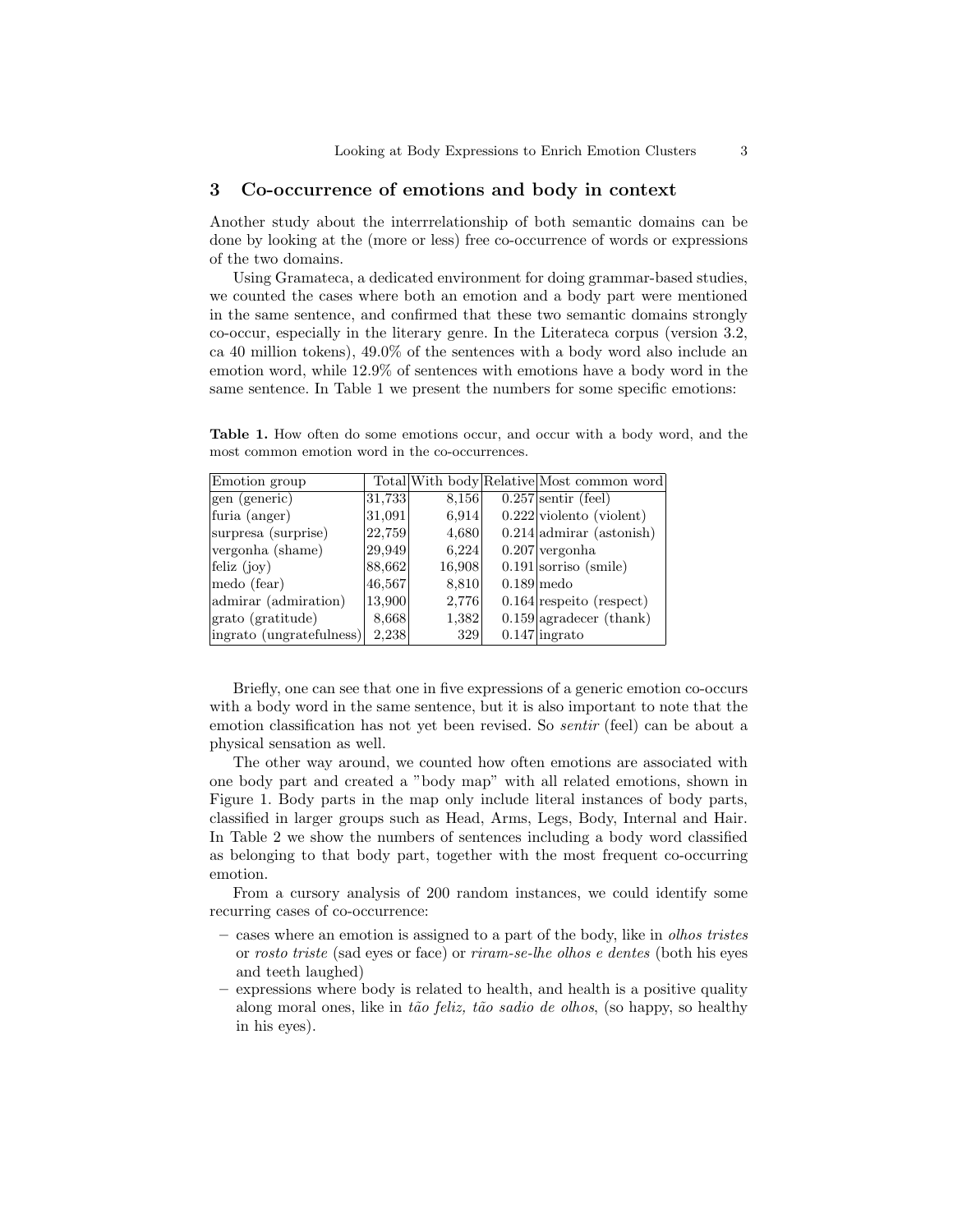## 3 Co-occurrence of emotions and body in context

Another study about the interrrelationship of both semantic domains can be done by looking at the (more or less) free co-occurrence of words or expressions of the two domains.

Using Gramateca, a dedicated environment for doing grammar-based studies, we counted the cases where both an emotion and a body part were mentioned in the same sentence, and confirmed that these two semantic domains strongly co-occur, especially in the literary genre. In the Literateca corpus (version 3.2, ca 40 million tokens), 49.0% of the sentences with a body word also include an emotion word, while 12.9% of sentences with emotions have a body word in the same sentence. In Table 1 we present the numbers for some specific emotions:

**Table 1.** How often do some emotions occur, and occur with a body word, and the most common emotion word in the co-occurrences.

| Emotion group | Total | With body | Relative | Most common word |
|---|---|---|---|---|
| gen (generic) | 31,733 | 8,156 | 0.257 | sentir (feel) |
| furia (anger) | 31,091 | 6,914 | 0.222 | violento (violent) |
| surpresa (surprise) | 22,759 | 4,680 | 0.214 | admirar (astonish) |
| vergonha (shame) | 29,949 | 6,224 | 0.207 | vergonha |
| feliz (joy) | 88,662 | 16,908 | 0.191 | sorriso (smile) |
| medo (fear) | 46,567 | 8,810 | 0.189 | medo |
| admirar (admiration) | 13,900 | 2,776 | 0.164 | respeito (respect) |
| grato (gratitude) | 8,668 | 1,382 | 0.159 | agradecer (thank) |
| ingrato (ungratefulness) | 2,238 | 329 | 0.147 | ingrato |

Briefly, one can see that one in five expressions of a generic emotion co-occurs with a body word in the same sentence, but it is also important to note that the emotion classification has not yet been revised. So *sentir* (feel) can be about a physical sensation as well.

The other way around, we counted how often emotions are associated with one body part and created a "body map" with all related emotions, shown in Figure 1. Body parts in the map only include literal instances of body parts, classified in larger groups such as Head, Arms, Legs, Body, Internal and Hair. In Table 2 we show the numbers of sentences including a body word classified as belonging to that body part, together with the most frequent co-occurring emotion.

From a cursory analysis of 200 random instances, we could identify some recurring cases of co-occurrence:

- cases where an emotion is assigned to a part of the body, like in *olhos tristes* or *rosto triste* (sad eyes or face) or *riram-se-lhe olhos e dentes* (both his eyes and teeth laughed)
- expressions where body is related to health, and health is a positive quality along moral ones, like in *tão feliz, tão sadio de olhos*, (so happy, so healthy in his eyes).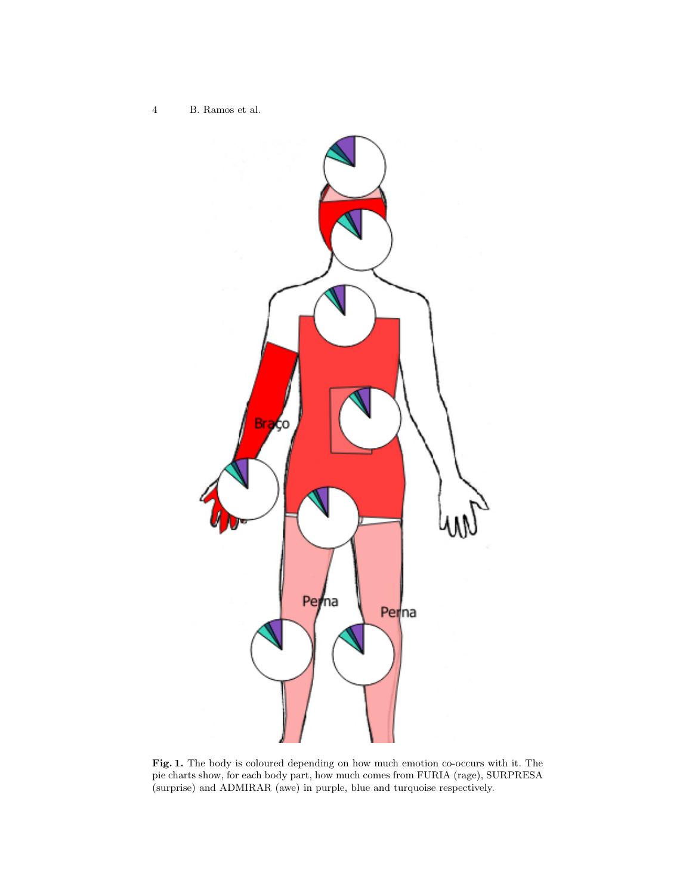**Fig. 1.** The body is coloured depending on how much emotion co-occurs with it. The pie charts show, for each body part, how much comes from FURIA (rage), SURPRESA (surprise) and ADMIRAR (awe) in purple, blue and turquoise respectively.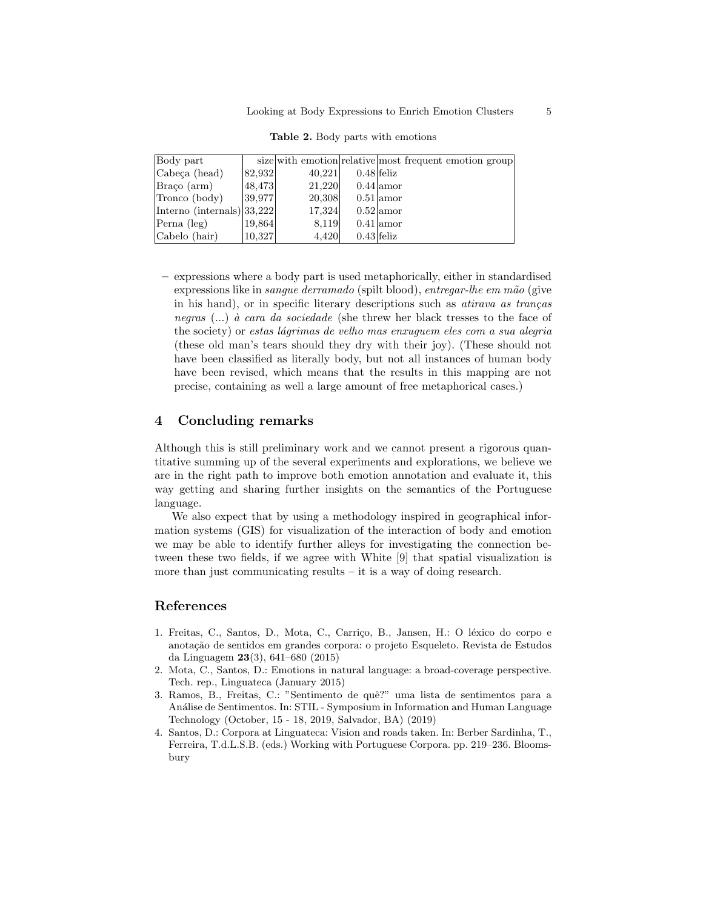**Table 2.** Body parts with emotions

| Body part | size | with emotion | relative | most frequent emotion group |
|---|---|---|---|---|
| Cabeça (head) | 82,932 | 40,221 | 0.48 | feliz |
| Braço (arm) | 48,473 | 21,220 | 0.44 | amor |
| Tronco (body) | 39,977 | 20,308 | 0.51 | amor |
| Interno (internals) | 33,222 | 17,324 | 0.52 | amor |
| Perna (leg) | 19,864 | 8,119 | 0.41 | amor |
| Cabelo (hair) | 10,327 | 4,420 | 0.43 | feliz |

– expressions where a body part is used metaphorically, either in standardised expressions like in *sangue derramado* (spilt blood), *entregar-lhe em mão* (give in his hand), or in specific literary descriptions such as *atirava as tranças negras* (...) *à cara da sociedade* (she threw her black tresses to the face of the society) or *estas lágrimas de velho mas enxuguem eles com a sua alegria* (these old man's tears should they dry with their joy). (These should not have been classified as literally body, but not all instances of human body have been revised, which means that the results in this mapping are not precise, containing as well a large amount of free metaphorical cases.)

## 4 Concluding remarks

Although this is still preliminary work and we cannot present a rigorous quantitative summing up of the several experiments and explorations, we believe we are in the right path to improve both emotion annotation and evaluate it, this way getting and sharing further insights on the semantics of the Portuguese language.

We also expect that by using a methodology inspired in geographical information systems (GIS) for visualization of the interaction of body and emotion we may be able to identify further alleys for investigating the connection between these two fields, if we agree with White [9] that spatial visualization is more than just communicating results – it is a way of doing research.

## References

1. Freitas, C., Santos, D., Mota, C., Carriço, B., Jansen, H.: O léxico do corpo e anotação de sentidos em grandes corpora: o projeto Esqueleto. Revista de Estudos da Linguagem **23**(3), 641–680 (2015)
2. Mota, C., Santos, D.: Emotions in natural language: a broad-coverage perspective. Tech. rep., Linguateca (January 2015)
3. Ramos, B., Freitas, C.: "Sentimento de quê?" uma lista de sentimentos para a Análise de Sentimentos. In: STIL - Symposium in Information and Human Language Technology (October, 15 - 18, 2019, Salvador, BA) (2019)
4. Santos, D.: Corpora at Linguateca: Vision and roads taken. In: Berber Sardinha, T., Ferreira, T.d.L.S.B. (eds.) Working with Portuguese Corpora. pp. 219–236. Bloomsbury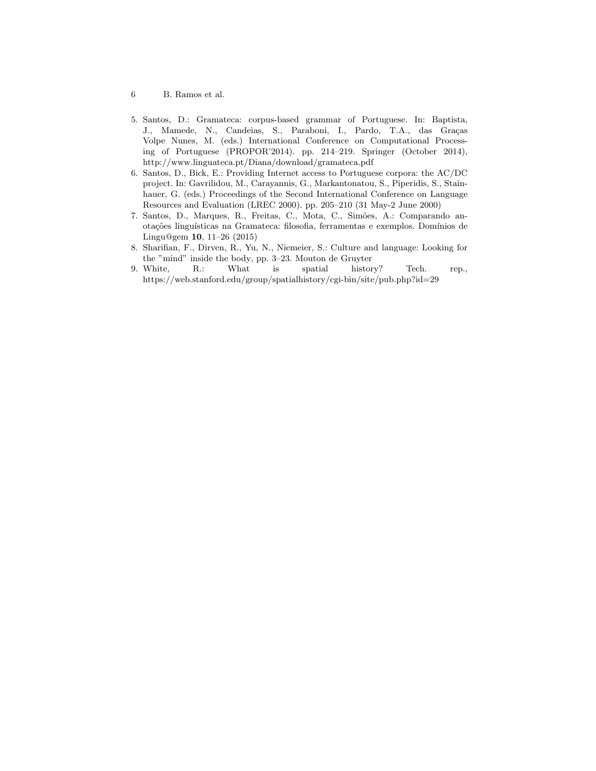5. Santos, D.: Gramateca: corpus-based grammar of Portuguese. In: Baptista, J., Mamede, N., Candeias, S., Paraboni, I., Pardo, T.A., das Graças Volpe Nunes, M. (eds.) International Conference on Computational Processing of Portuguese (PROPOR'2014). pp. 214–219. Springer (October 2014), http://www.linguateca.pt/Diana/download/gramateca.pdf
6. Santos, D., Bick, E.: Providing Internet access to Portuguese corpora: the AC/DC project. In: Gavrilidou, M., Carayannis, G., Markantonatou, S., Piperidis, S., Stainhauer, G. (eds.) Proceedings of the Second International Conference on Language Resources and Evaluation (LREC 2000). pp. 205–210 (31 May-2 June 2000)
7. Santos, D., Marques, R., Freitas, C., Mota, C., Simões, A.: Comparando anotações linguísticas na Gramateca: filosofia, ferramentas e exemplos. Domínios de Lingu@gem **10**, 11–26 (2015)
8. Sharifian, F., Dirven, R., Yu, N., Niemeier, S.: Culture and language: Looking for the "mind" inside the body, pp. 3–23. Mouton de Gruyter
9. White, R.: What is spatial history? Tech. rep., https://web.stanford.edu/group/spatialhistory/cgi-bin/site/pub.php?id=29